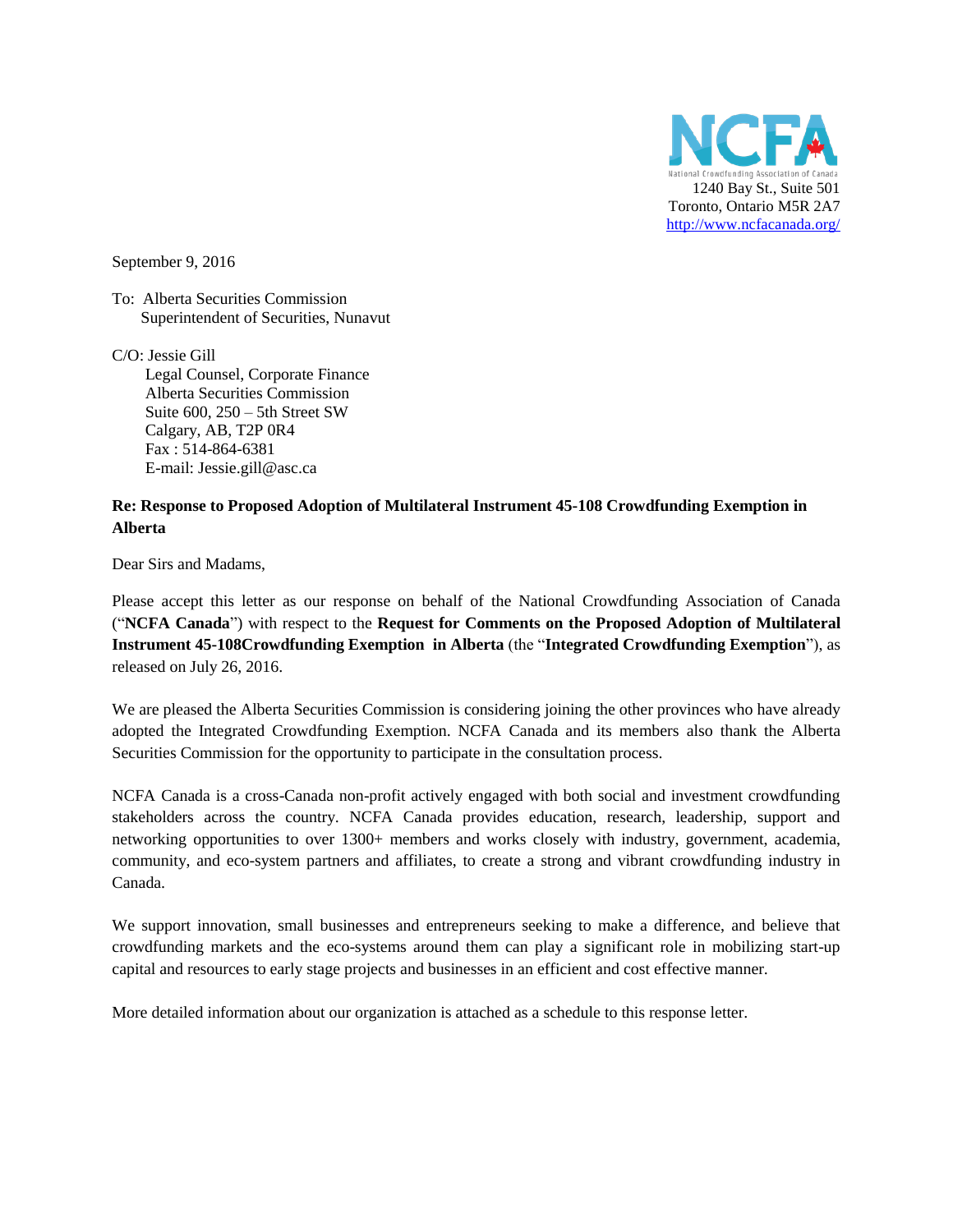NCFA
National Crowdfunding Association of Canada
1240 Bay St., Suite 501
Toronto, Ontario M5R 2A7
http://www.ncfacanada.org/

September 9, 2016

To: Alberta Securities Commission
Superintendent of Securities, Nunavut

C/O: Jessie Gill
Legal Counsel, Corporate Finance
Alberta Securities Commission
Suite 600, 250 – 5th Street SW
Calgary, AB, T2P 0R4
Fax : 514-864-6381
E-mail: Jessie.gill@asc.ca

**Re: Response to Proposed Adoption of Multilateral Instrument 45-108 Crowdfunding Exemption in Alberta**

Dear Sirs and Madams,

Please accept this letter as our response on behalf of the National Crowdfunding Association of Canada ("**NCFA Canada**") with respect to the **Request for Comments on the Proposed Adoption of Multilateral Instrument 45-108Crowdfunding Exemption in Alberta** (the "**Integrated Crowdfunding Exemption**"), as released on July 26, 2016.

We are pleased the Alberta Securities Commission is considering joining the other provinces who have already adopted the Integrated Crowdfunding Exemption. NCFA Canada and its members also thank the Alberta Securities Commission for the opportunity to participate in the consultation process.

NCFA Canada is a cross-Canada non-profit actively engaged with both social and investment crowdfunding stakeholders across the country. NCFA Canada provides education, research, leadership, support and networking opportunities to over 1300+ members and works closely with industry, government, academia, community, and eco-system partners and affiliates, to create a strong and vibrant crowdfunding industry in Canada.

We support innovation, small businesses and entrepreneurs seeking to make a difference, and believe that crowdfunding markets and the eco-systems around them can play a significant role in mobilizing start-up capital and resources to early stage projects and businesses in an efficient and cost effective manner.

More detailed information about our organization is attached as a schedule to this response letter.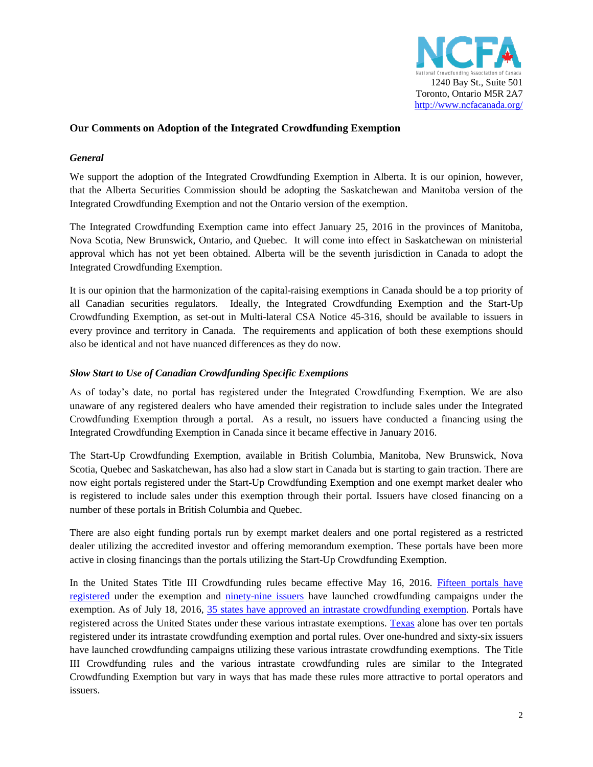1240 Bay St., Suite 501
Toronto, Ontario M5R 2A7
http://www.ncfacanada.org/

## Our Comments on Adoption of the Integrated Crowdfunding Exemption

### *General*

We support the adoption of the Integrated Crowdfunding Exemption in Alberta. It is our opinion, however, that the Alberta Securities Commission should be adopting the Saskatchewan and Manitoba version of the Integrated Crowdfunding Exemption and not the Ontario version of the exemption.

The Integrated Crowdfunding Exemption came into effect January 25, 2016 in the provinces of Manitoba, Nova Scotia, New Brunswick, Ontario, and Quebec. It will come into effect in Saskatchewan on ministerial approval which has not yet been obtained. Alberta will be the seventh jurisdiction in Canada to adopt the Integrated Crowdfunding Exemption.

It is our opinion that the harmonization of the capital-raising exemptions in Canada should be a top priority of all Canadian securities regulators. Ideally, the Integrated Crowdfunding Exemption and the Start-Up Crowdfunding Exemption, as set-out in Multi-lateral CSA Notice 45-316, should be available to issuers in every province and territory in Canada. The requirements and application of both these exemptions should also be identical and not have nuanced differences as they do now.

### *Slow Start to Use of Canadian Crowdfunding Specific Exemptions*

As of today's date, no portal has registered under the Integrated Crowdfunding Exemption. We are also unaware of any registered dealers who have amended their registration to include sales under the Integrated Crowdfunding Exemption through a portal. As a result, no issuers have conducted a financing using the Integrated Crowdfunding Exemption in Canada since it became effective in January 2016.

The Start-Up Crowdfunding Exemption, available in British Columbia, Manitoba, New Brunswick, Nova Scotia, Quebec and Saskatchewan, has also had a slow start in Canada but is starting to gain traction. There are now eight portals registered under the Start-Up Crowdfunding Exemption and one exempt market dealer who is registered to include sales under this exemption through their portal. Issuers have closed financing on a number of these portals in British Columbia and Quebec.

There are also eight funding portals run by exempt market dealers and one portal registered as a restricted dealer utilizing the accredited investor and offering memorandum exemption. These portals have been more active in closing financings than the portals utilizing the Start-Up Crowdfunding Exemption.

In the United States Title III Crowdfunding rules became effective May 16, 2016. Fifteen portals have registered under the exemption and ninety-nine issuers have launched crowdfunding campaigns under the exemption. As of July 18, 2016, 35 states have approved an intrastate crowdfunding exemption. Portals have registered across the United States under these various intrastate exemptions. Texas alone has over ten portals registered under its intrastate crowdfunding exemption and portal rules. Over one-hundred and sixty-six issuers have launched crowdfunding campaigns utilizing these various intrastate crowdfunding exemptions. The Title III Crowdfunding rules and the various intrastate crowdfunding rules are similar to the Integrated Crowdfunding Exemption but vary in ways that has made these rules more attractive to portal operators and issuers.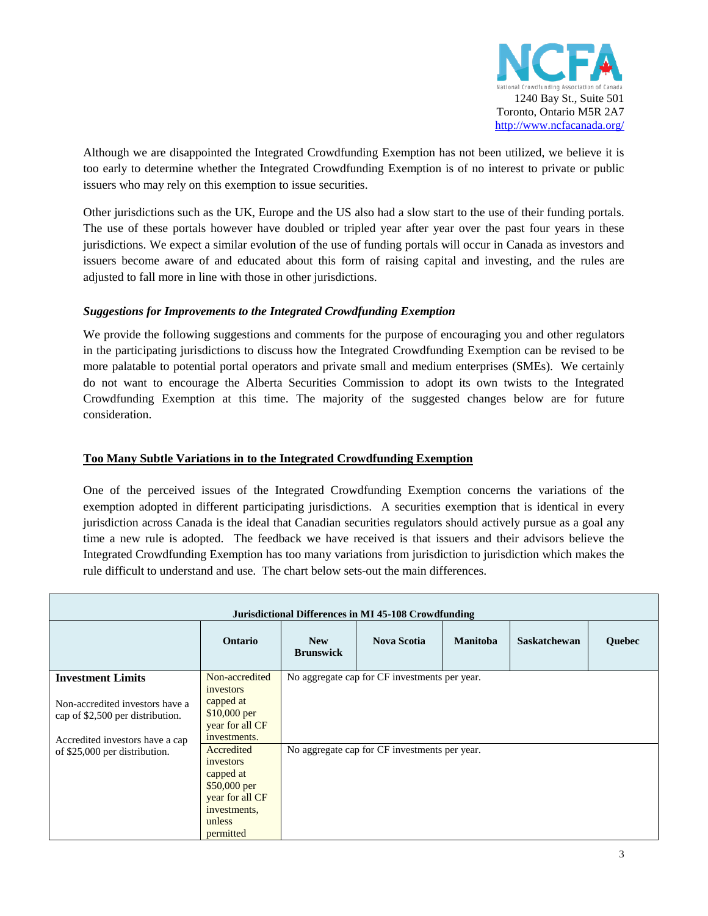NCFA
National Crowdfunding Association of Canada
1240 Bay St., Suite 501
Toronto, Ontario M5R 2A7
http://www.ncfacanada.org/

Although we are disappointed the Integrated Crowdfunding Exemption has not been utilized, we believe it is too early to determine whether the Integrated Crowdfunding Exemption is of no interest to private or public issuers who may rely on this exemption to issue securities.

Other jurisdictions such as the UK, Europe and the US also had a slow start to the use of their funding portals. The use of these portals however have doubled or tripled year after year over the past four years in these jurisdictions. We expect a similar evolution of the use of funding portals will occur in Canada as investors and issuers become aware of and educated about this form of raising capital and investing, and the rules are adjusted to fall more in line with those in other jurisdictions.

***Suggestions for Improvements to the Integrated Crowdfunding Exemption***

We provide the following suggestions and comments for the purpose of encouraging you and other regulators in the participating jurisdictions to discuss how the Integrated Crowdfunding Exemption can be revised to be more palatable to potential portal operators and private small and medium enterprises (SMEs). We certainly do not want to encourage the Alberta Securities Commission to adopt its own twists to the Integrated Crowdfunding Exemption at this time. The majority of the suggested changes below are for future consideration.

**Too Many Subtle Variations in to the Integrated Crowdfunding Exemption**

One of the perceived issues of the Integrated Crowdfunding Exemption concerns the variations of the exemption adopted in different participating jurisdictions. A securities exemption that is identical in every jurisdiction across Canada is the ideal that Canadian securities regulators should actively pursue as a goal any time a new rule is adopted. The feedback we have received is that issuers and their advisors believe the Integrated Crowdfunding Exemption has too many variations from jurisdiction to jurisdiction which makes the rule difficult to understand and use. The chart below sets-out the main differences.

**Jurisdictional Differences in MI 45-108 Crowdfunding**

| | Ontario | New Brunswick | Nova Scotia | Manitoba | Saskatchewan | Quebec |
|---|---|---|---|---|---|---|
| **Investment Limits**<br><br>Non-accredited investors have a cap of $2,500 per distribution.<br><br>Accredited investors have a cap of $25,000 per distribution. | Non-accredited investors capped at $10,000 per year for all CF investments. | No aggregate cap for CF investments per year. | | | | |
| | Accredited investors capped at $50,000 per year for all CF investments, unless permitted | No aggregate cap for CF investments per year. | | | | |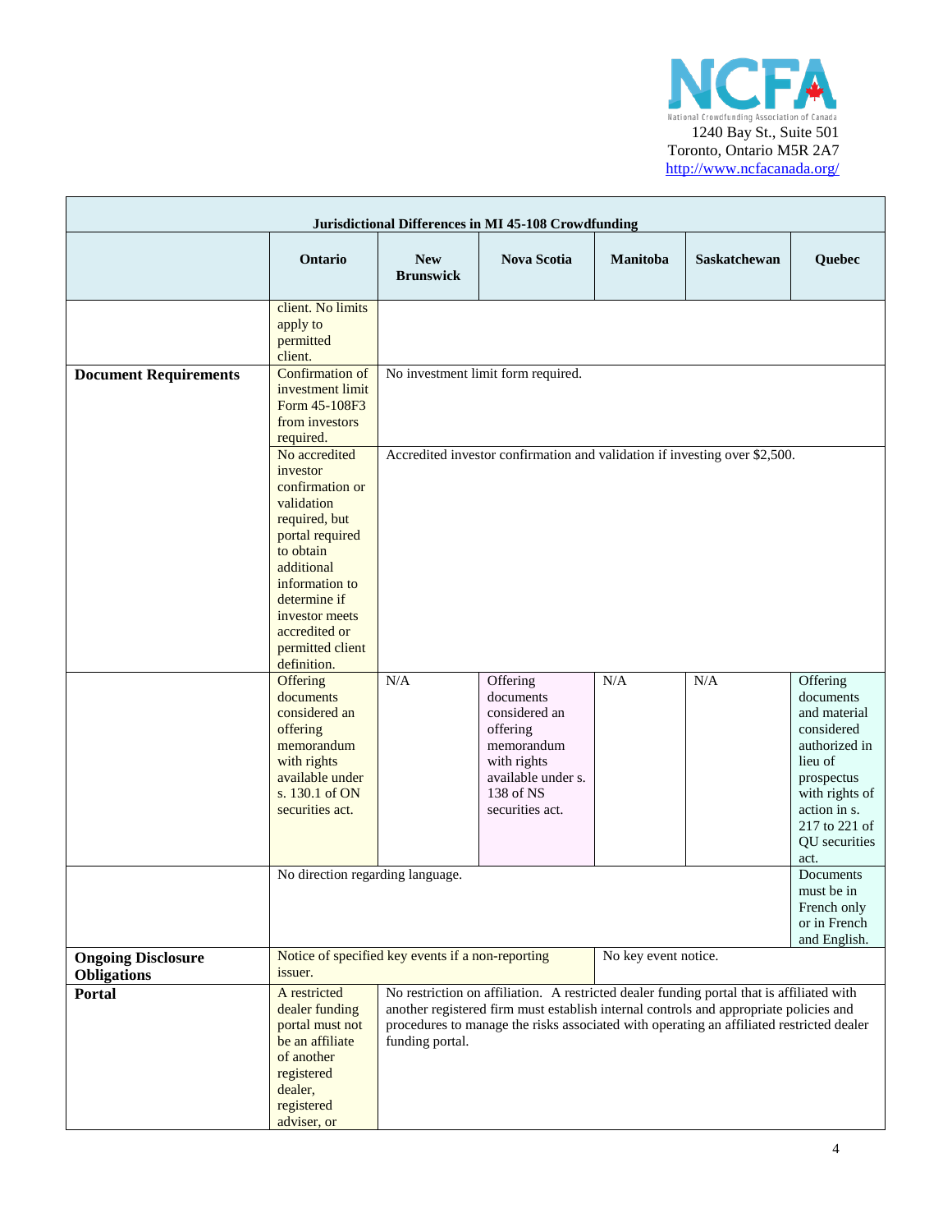National Crowdfunding Association of Canada
1240 Bay St., Suite 501
Toronto, Ontario M5R 2A7
http://www.ncfacanada.org/

| Jurisdictional Differences in MI 45-108 Crowdfunding | | | | | | |
|---|---|---|---|---|---|---|
| | **Ontario** | **New Brunswick** | **Nova Scotia** | **Manitoba** | **Saskatchewan** | **Quebec** |
| | client. No limits apply to permitted client. | | | | | |
| **Document Requirements** | Confirmation of investment limit Form 45-108F3 from investors required. | No investment limit form required. | | | | |
| | No accredited investor confirmation or validation required, but portal required to obtain additional information to determine if investor meets accredited or permitted client definition. | Accredited investor confirmation and validation if investing over $2,500. | | | | |
| | Offering documents considered an offering memorandum with rights available under s. 130.1 of ON securities act. | N/A | Offering documents considered an offering memorandum with rights available under s. 138 of NS securities act. | N/A | N/A | Offering documents and material considered authorized in lieu of prospectus with rights of action in s. 217 to 221 of QU securities act. |
| | No direction regarding language. | | | | | Documents must be in French only or in French and English. |
| **Ongoing Disclosure Obligations** | Notice of specified key events if a non-reporting issuer. | | | No key event notice. | | |
| **Portal** | A restricted dealer funding portal must not be an affiliate of another registered dealer, registered adviser, or | No restriction on affiliation. A restricted dealer funding portal that is affiliated with another registered firm must establish internal controls and appropriate policies and procedures to manage the risks associated with operating an affiliated restricted dealer funding portal. | | | | |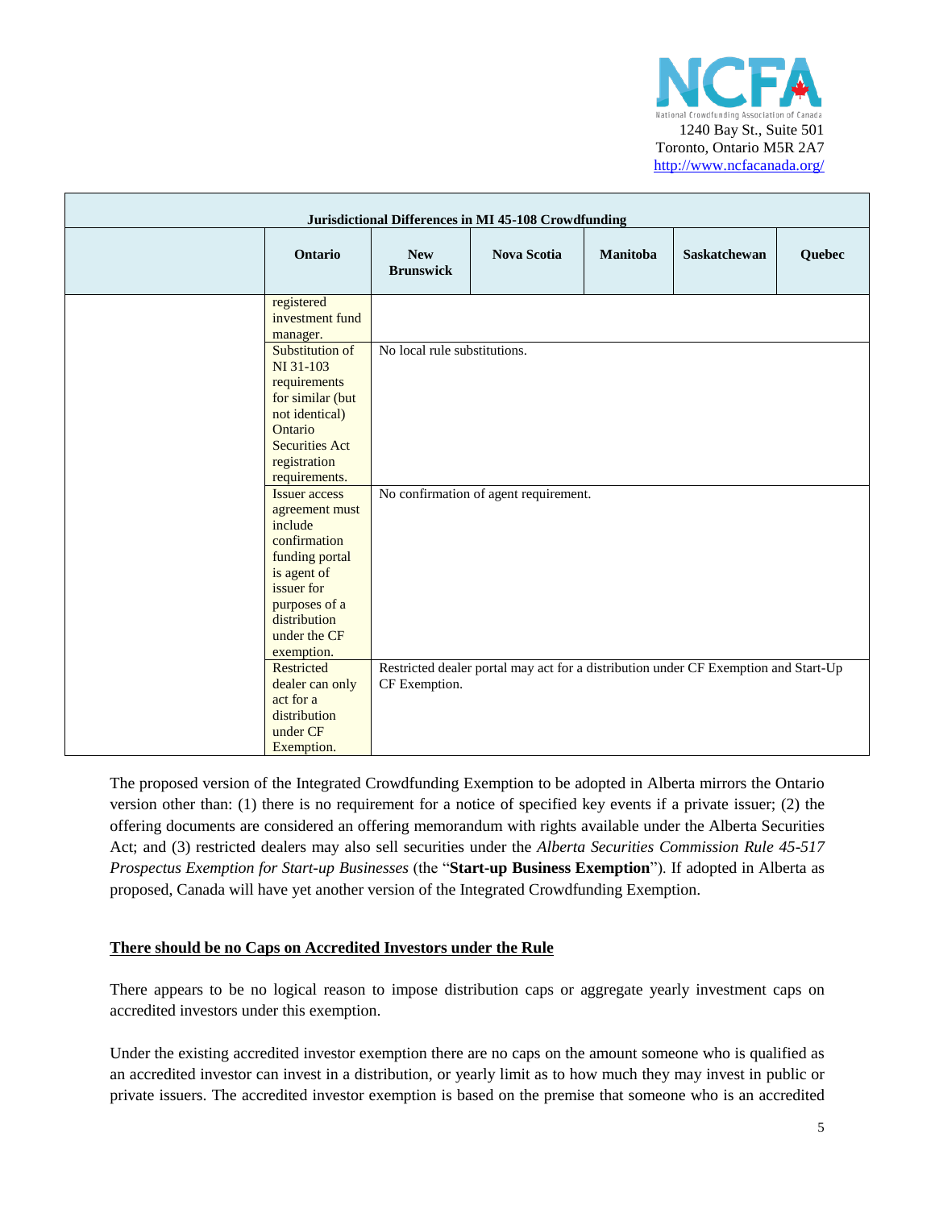| Jurisdictional Differences in MI 45-108 Crowdfunding | | | | | | |
|---|---|---|---|---|---|---|
| | Ontario | New Brunswick | Nova Scotia | Manitoba | Saskatchewan | Quebec |
| | registered investment fund manager. | | | | | |
| | Substitution of NI 31-103 requirements for similar (but not identical) Ontario Securities Act registration requirements. | No local rule substitutions. | | | | |
| | Issuer access agreement must include confirmation funding portal is agent of issuer for purposes of a distribution under the CF exemption. | No confirmation of agent requirement. | | | | |
| | Restricted dealer can only act for a distribution under CF Exemption. | Restricted dealer portal may act for a distribution under CF Exemption and Start-Up CF Exemption. | | | | |

The proposed version of the Integrated Crowdfunding Exemption to be adopted in Alberta mirrors the Ontario version other than: (1) there is no requirement for a notice of specified key events if a private issuer; (2) the offering documents are considered an offering memorandum with rights available under the Alberta Securities Act; and (3) restricted dealers may also sell securities under the *Alberta Securities Commission Rule 45-517 Prospectus Exemption for Start-up Businesses* (the "**Start-up Business Exemption**"). If adopted in Alberta as proposed, Canada will have yet another version of the Integrated Crowdfunding Exemption.

## There should be no Caps on Accredited Investors under the Rule

There appears to be no logical reason to impose distribution caps or aggregate yearly investment caps on accredited investors under this exemption.

Under the existing accredited investor exemption there are no caps on the amount someone who is qualified as an accredited investor can invest in a distribution, or yearly limit as to how much they may invest in public or private issuers. The accredited investor exemption is based on the premise that someone who is an accredited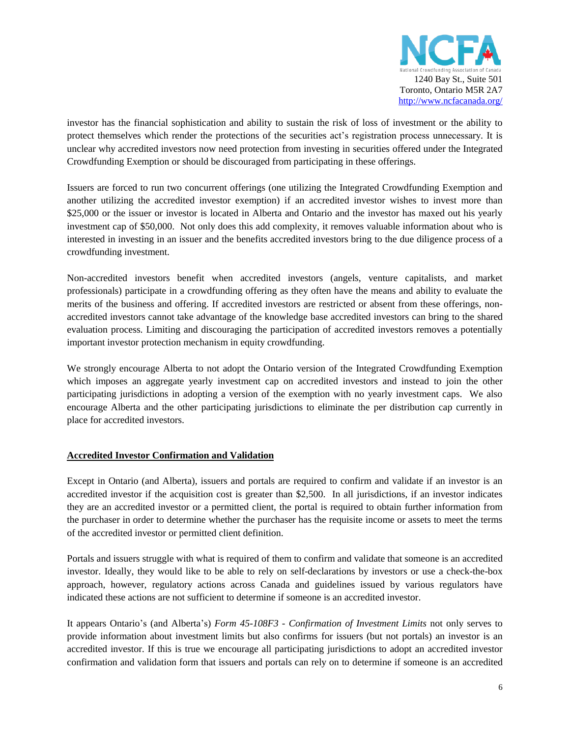investor has the financial sophistication and ability to sustain the risk of loss of investment or the ability to protect themselves which render the protections of the securities act's registration process unnecessary. It is unclear why accredited investors now need protection from investing in securities offered under the Integrated Crowdfunding Exemption or should be discouraged from participating in these offerings.

Issuers are forced to run two concurrent offerings (one utilizing the Integrated Crowdfunding Exemption and another utilizing the accredited investor exemption) if an accredited investor wishes to invest more than \$25,000 or the issuer or investor is located in Alberta and Ontario and the investor has maxed out his yearly investment cap of \$50,000. Not only does this add complexity, it removes valuable information about who is interested in investing in an issuer and the benefits accredited investors bring to the due diligence process of a crowdfunding investment.

Non-accredited investors benefit when accredited investors (angels, venture capitalists, and market professionals) participate in a crowdfunding offering as they often have the means and ability to evaluate the merits of the business and offering. If accredited investors are restricted or absent from these offerings, non-accredited investors cannot take advantage of the knowledge base accredited investors can bring to the shared evaluation process. Limiting and discouraging the participation of accredited investors removes a potentially important investor protection mechanism in equity crowdfunding.

We strongly encourage Alberta to not adopt the Ontario version of the Integrated Crowdfunding Exemption which imposes an aggregate yearly investment cap on accredited investors and instead to join the other participating jurisdictions in adopting a version of the exemption with no yearly investment caps. We also encourage Alberta and the other participating jurisdictions to eliminate the per distribution cap currently in place for accredited investors.

## Accredited Investor Confirmation and Validation

Except in Ontario (and Alberta), issuers and portals are required to confirm and validate if an investor is an accredited investor if the acquisition cost is greater than \$2,500. In all jurisdictions, if an investor indicates they are an accredited investor or a permitted client, the portal is required to obtain further information from the purchaser in order to determine whether the purchaser has the requisite income or assets to meet the terms of the accredited investor or permitted client definition.

Portals and issuers struggle with what is required of them to confirm and validate that someone is an accredited investor. Ideally, they would like to be able to rely on self-declarations by investors or use a check-the-box approach, however, regulatory actions across Canada and guidelines issued by various regulators have indicated these actions are not sufficient to determine if someone is an accredited investor.

It appears Ontario's (and Alberta's) *Form 45-108F3 - Confirmation of Investment Limits* not only serves to provide information about investment limits but also confirms for issuers (but not portals) an investor is an accredited investor. If this is true we encourage all participating jurisdictions to adopt an accredited investor confirmation and validation form that issuers and portals can rely on to determine if someone is an accredited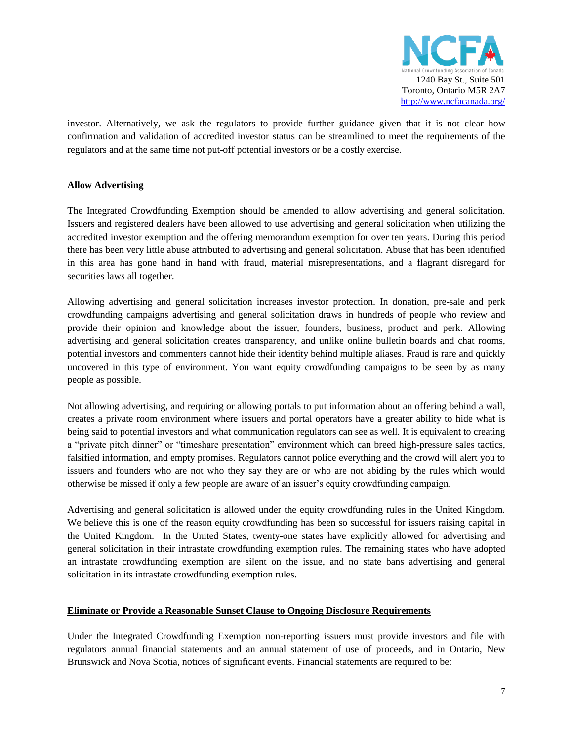investor. Alternatively, we ask the regulators to provide further guidance given that it is not clear how confirmation and validation of accredited investor status can be streamlined to meet the requirements of the regulators and at the same time not put-off potential investors or be a costly exercise.

## Allow Advertising

The Integrated Crowdfunding Exemption should be amended to allow advertising and general solicitation. Issuers and registered dealers have been allowed to use advertising and general solicitation when utilizing the accredited investor exemption and the offering memorandum exemption for over ten years. During this period there has been very little abuse attributed to advertising and general solicitation. Abuse that has been identified in this area has gone hand in hand with fraud, material misrepresentations, and a flagrant disregard for securities laws all together.

Allowing advertising and general solicitation increases investor protection. In donation, pre-sale and perk crowdfunding campaigns advertising and general solicitation draws in hundreds of people who review and provide their opinion and knowledge about the issuer, founders, business, product and perk. Allowing advertising and general solicitation creates transparency, and unlike online bulletin boards and chat rooms, potential investors and commenters cannot hide their identity behind multiple aliases. Fraud is rare and quickly uncovered in this type of environment. You want equity crowdfunding campaigns to be seen by as many people as possible.

Not allowing advertising, and requiring or allowing portals to put information about an offering behind a wall, creates a private room environment where issuers and portal operators have a greater ability to hide what is being said to potential investors and what communication regulators can see as well. It is equivalent to creating a "private pitch dinner" or "timeshare presentation" environment which can breed high-pressure sales tactics, falsified information, and empty promises. Regulators cannot police everything and the crowd will alert you to issuers and founders who are not who they say they are or who are not abiding by the rules which would otherwise be missed if only a few people are aware of an issuer's equity crowdfunding campaign.

Advertising and general solicitation is allowed under the equity crowdfunding rules in the United Kingdom. We believe this is one of the reason equity crowdfunding has been so successful for issuers raising capital in the United Kingdom. In the United States, twenty-one states have explicitly allowed for advertising and general solicitation in their intrastate crowdfunding exemption rules. The remaining states who have adopted an intrastate crowdfunding exemption are silent on the issue, and no state bans advertising and general solicitation in its intrastate crowdfunding exemption rules.

## Eliminate or Provide a Reasonable Sunset Clause to Ongoing Disclosure Requirements

Under the Integrated Crowdfunding Exemption non-reporting issuers must provide investors and file with regulators annual financial statements and an annual statement of use of proceeds, and in Ontario, New Brunswick and Nova Scotia, notices of significant events. Financial statements are required to be: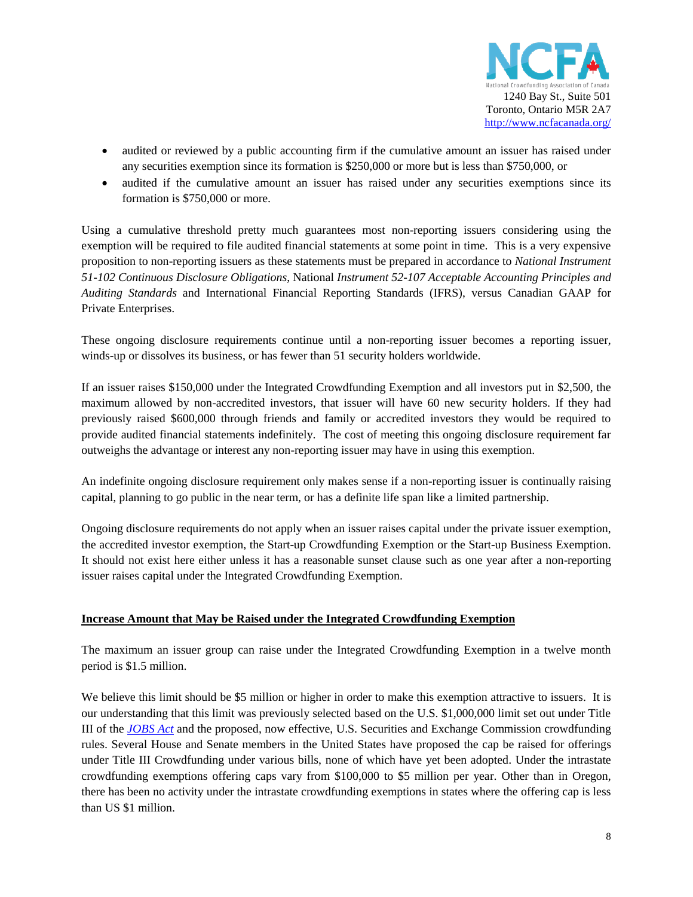- audited or reviewed by a public accounting firm if the cumulative amount an issuer has raised under any securities exemption since its formation is $250,000 or more but is less than $750,000, or
- audited if the cumulative amount an issuer has raised under any securities exemptions since its formation is $750,000 or more.

Using a cumulative threshold pretty much guarantees most non-reporting issuers considering using the exemption will be required to file audited financial statements at some point in time. This is a very expensive proposition to non-reporting issuers as these statements must be prepared in accordance to *National Instrument 51-102 Continuous Disclosure Obligations*, National *Instrument 52-107 Acceptable Accounting Principles and Auditing Standards* and International Financial Reporting Standards (IFRS), versus Canadian GAAP for Private Enterprises.

These ongoing disclosure requirements continue until a non-reporting issuer becomes a reporting issuer, winds-up or dissolves its business, or has fewer than 51 security holders worldwide.

If an issuer raises $150,000 under the Integrated Crowdfunding Exemption and all investors put in $2,500, the maximum allowed by non-accredited investors, that issuer will have 60 new security holders. If they had previously raised $600,000 through friends and family or accredited investors they would be required to provide audited financial statements indefinitely. The cost of meeting this ongoing disclosure requirement far outweighs the advantage or interest any non-reporting issuer may have in using this exemption.

An indefinite ongoing disclosure requirement only makes sense if a non-reporting issuer is continually raising capital, planning to go public in the near term, or has a definite life span like a limited partnership.

Ongoing disclosure requirements do not apply when an issuer raises capital under the private issuer exemption, the accredited investor exemption, the Start-up Crowdfunding Exemption or the Start-up Business Exemption. It should not exist here either unless it has a reasonable sunset clause such as one year after a non-reporting issuer raises capital under the Integrated Crowdfunding Exemption.

**Increase Amount that May be Raised under the Integrated Crowdfunding Exemption**

The maximum an issuer group can raise under the Integrated Crowdfunding Exemption in a twelve month period is $1.5 million.

We believe this limit should be $5 million or higher in order to make this exemption attractive to issuers. It is our understanding that this limit was previously selected based on the U.S. $1,000,000 limit set out under Title III of the *JOBS Act* and the proposed, now effective, U.S. Securities and Exchange Commission crowdfunding rules. Several House and Senate members in the United States have proposed the cap be raised for offerings under Title III Crowdfunding under various bills, none of which have yet been adopted. Under the intrastate crowdfunding exemptions offering caps vary from $100,000 to $5 million per year. Other than in Oregon, there has been no activity under the intrastate crowdfunding exemptions in states where the offering cap is less than US $1 million.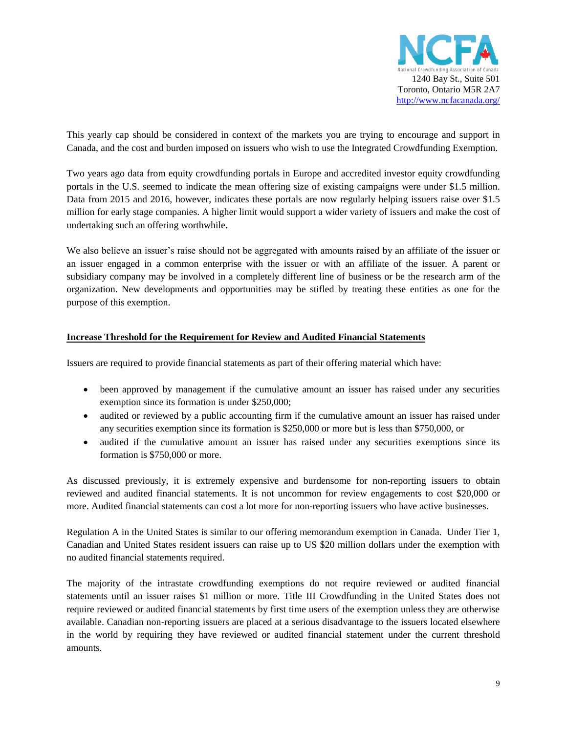This yearly cap should be considered in context of the markets you are trying to encourage and support in Canada, and the cost and burden imposed on issuers who wish to use the Integrated Crowdfunding Exemption.

Two years ago data from equity crowdfunding portals in Europe and accredited investor equity crowdfunding portals in the U.S. seemed to indicate the mean offering size of existing campaigns were under $1.5 million. Data from 2015 and 2016, however, indicates these portals are now regularly helping issuers raise over $1.5 million for early stage companies. A higher limit would support a wider variety of issuers and make the cost of undertaking such an offering worthwhile.

We also believe an issuer's raise should not be aggregated with amounts raised by an affiliate of the issuer or an issuer engaged in a common enterprise with the issuer or with an affiliate of the issuer. A parent or subsidiary company may be involved in a completely different line of business or be the research arm of the organization. New developments and opportunities may be stifled by treating these entities as one for the purpose of this exemption.

**Increase Threshold for the Requirement for Review and Audited Financial Statements**

Issuers are required to provide financial statements as part of their offering material which have:

- been approved by management if the cumulative amount an issuer has raised under any securities exemption since its formation is under $250,000;
- audited or reviewed by a public accounting firm if the cumulative amount an issuer has raised under any securities exemption since its formation is $250,000 or more but is less than $750,000, or
- audited if the cumulative amount an issuer has raised under any securities exemptions since its formation is $750,000 or more.

As discussed previously, it is extremely expensive and burdensome for non-reporting issuers to obtain reviewed and audited financial statements. It is not uncommon for review engagements to cost $20,000 or more. Audited financial statements can cost a lot more for non-reporting issuers who have active businesses.

Regulation A in the United States is similar to our offering memorandum exemption in Canada. Under Tier 1, Canadian and United States resident issuers can raise up to US $20 million dollars under the exemption with no audited financial statements required.

The majority of the intrastate crowdfunding exemptions do not require reviewed or audited financial statements until an issuer raises $1 million or more. Title III Crowdfunding in the United States does not require reviewed or audited financial statements by first time users of the exemption unless they are otherwise available. Canadian non-reporting issuers are placed at a serious disadvantage to the issuers located elsewhere in the world by requiring they have reviewed or audited financial statement under the current threshold amounts.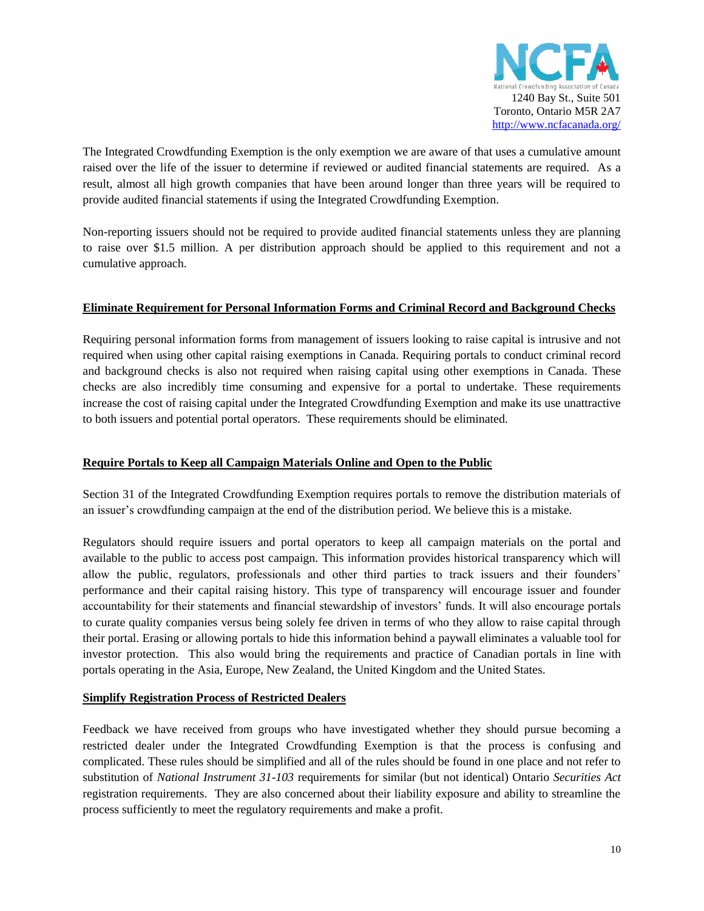The Integrated Crowdfunding Exemption is the only exemption we are aware of that uses a cumulative amount raised over the life of the issuer to determine if reviewed or audited financial statements are required. As a result, almost all high growth companies that have been around longer than three years will be required to provide audited financial statements if using the Integrated Crowdfunding Exemption.

Non-reporting issuers should not be required to provide audited financial statements unless they are planning to raise over $1.5 million. A per distribution approach should be applied to this requirement and not a cumulative approach.

**Eliminate Requirement for Personal Information Forms and Criminal Record and Background Checks**

Requiring personal information forms from management of issuers looking to raise capital is intrusive and not required when using other capital raising exemptions in Canada. Requiring portals to conduct criminal record and background checks is also not required when raising capital using other exemptions in Canada. These checks are also incredibly time consuming and expensive for a portal to undertake. These requirements increase the cost of raising capital under the Integrated Crowdfunding Exemption and make its use unattractive to both issuers and potential portal operators. These requirements should be eliminated.

**Require Portals to Keep all Campaign Materials Online and Open to the Public**

Section 31 of the Integrated Crowdfunding Exemption requires portals to remove the distribution materials of an issuer's crowdfunding campaign at the end of the distribution period. We believe this is a mistake.

Regulators should require issuers and portal operators to keep all campaign materials on the portal and available to the public to access post campaign. This information provides historical transparency which will allow the public, regulators, professionals and other third parties to track issuers and their founders' performance and their capital raising history. This type of transparency will encourage issuer and founder accountability for their statements and financial stewardship of investors' funds. It will also encourage portals to curate quality companies versus being solely fee driven in terms of who they allow to raise capital through their portal. Erasing or allowing portals to hide this information behind a paywall eliminates a valuable tool for investor protection. This also would bring the requirements and practice of Canadian portals in line with portals operating in the Asia, Europe, New Zealand, the United Kingdom and the United States.

**Simplify Registration Process of Restricted Dealers**

Feedback we have received from groups who have investigated whether they should pursue becoming a restricted dealer under the Integrated Crowdfunding Exemption is that the process is confusing and complicated. These rules should be simplified and all of the rules should be found in one place and not refer to substitution of *National Instrument 31-103* requirements for similar (but not identical) Ontario *Securities Act* registration requirements. They are also concerned about their liability exposure and ability to streamline the process sufficiently to meet the regulatory requirements and make a profit.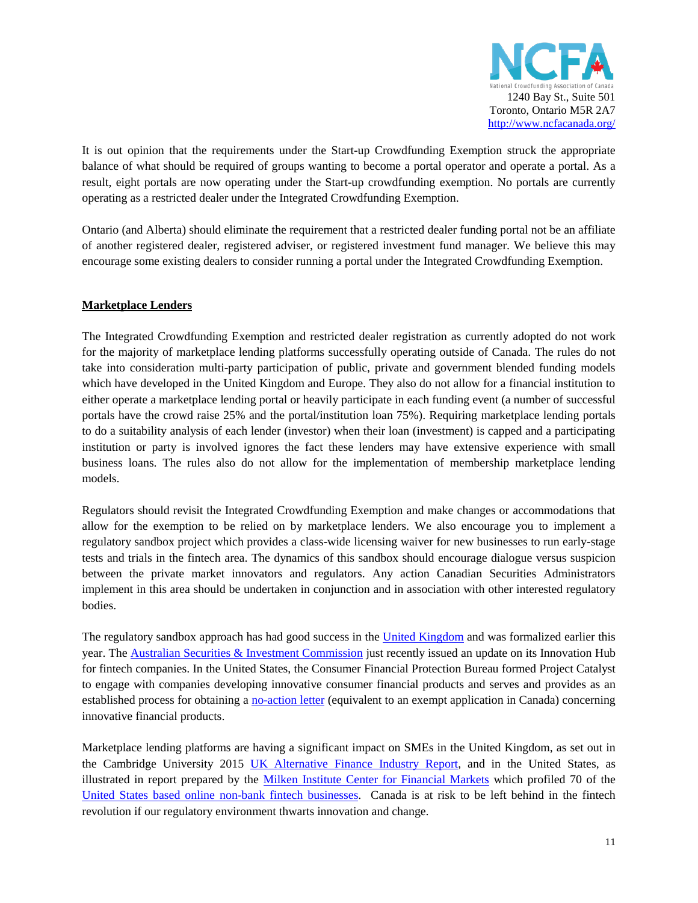NCFA
National Crowdfunding Association of Canada
1240 Bay St., Suite 501
Toronto, Ontario M5R 2A7
http://www.ncfacanada.org/

It is out opinion that the requirements under the Start-up Crowdfunding Exemption struck the appropriate balance of what should be required of groups wanting to become a portal operator and operate a portal. As a result, eight portals are now operating under the Start-up crowdfunding exemption. No portals are currently operating as a restricted dealer under the Integrated Crowdfunding Exemption.

Ontario (and Alberta) should eliminate the requirement that a restricted dealer funding portal not be an affiliate of another registered dealer, registered adviser, or registered investment fund manager. We believe this may encourage some existing dealers to consider running a portal under the Integrated Crowdfunding Exemption.

**Marketplace Lenders**

The Integrated Crowdfunding Exemption and restricted dealer registration as currently adopted do not work for the majority of marketplace lending platforms successfully operating outside of Canada. The rules do not take into consideration multi-party participation of public, private and government blended funding models which have developed in the United Kingdom and Europe. They also do not allow for a financial institution to either operate a marketplace lending portal or heavily participate in each funding event (a number of successful portals have the crowd raise 25% and the portal/institution loan 75%). Requiring marketplace lending portals to do a suitability analysis of each lender (investor) when their loan (investment) is capped and a participating institution or party is involved ignores the fact these lenders may have extensive experience with small business loans. The rules also do not allow for the implementation of membership marketplace lending models.

Regulators should revisit the Integrated Crowdfunding Exemption and make changes or accommodations that allow for the exemption to be relied on by marketplace lenders. We also encourage you to implement a regulatory sandbox project which provides a class-wide licensing waiver for new businesses to run early-stage tests and trials in the fintech area. The dynamics of this sandbox should encourage dialogue versus suspicion between the private market innovators and regulators. Any action Canadian Securities Administrators implement in this area should be undertaken in conjunction and in association with other interested regulatory bodies.

The regulatory sandbox approach has had good success in the United Kingdom and was formalized earlier this year. The Australian Securities & Investment Commission just recently issued an update on its Innovation Hub for fintech companies. In the United States, the Consumer Financial Protection Bureau formed Project Catalyst to engage with companies developing innovative consumer financial products and serves and provides as an established process for obtaining a no-action letter (equivalent to an exempt application in Canada) concerning innovative financial products.

Marketplace lending platforms are having a significant impact on SMEs in the United Kingdom, as set out in the Cambridge University 2015 UK Alternative Finance Industry Report, and in the United States, as illustrated in report prepared by the Milken Institute Center for Financial Markets which profiled 70 of the United States based online non-bank fintech businesses. Canada is at risk to be left behind in the fintech revolution if our regulatory environment thwarts innovation and change.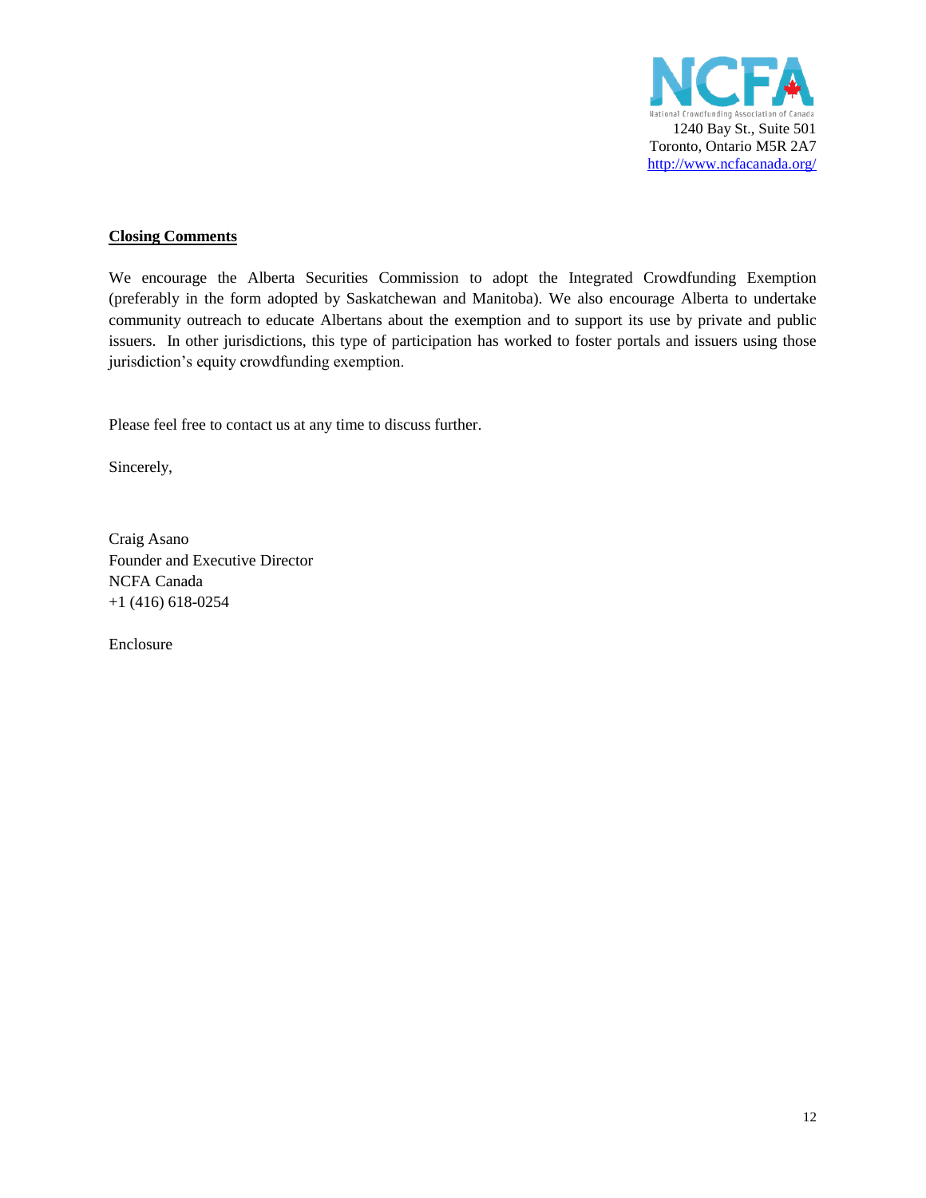National Crowdfunding Association of Canada
1240 Bay St., Suite 501
Toronto, Ontario M5R 2A7
http://www.ncfacanada.org/

**Closing Comments**

We encourage the Alberta Securities Commission to adopt the Integrated Crowdfunding Exemption (preferably in the form adopted by Saskatchewan and Manitoba). We also encourage Alberta to undertake community outreach to educate Albertans about the exemption and to support its use by private and public issuers. In other jurisdictions, this type of participation has worked to foster portals and issuers using those jurisdiction's equity crowdfunding exemption.

Please feel free to contact us at any time to discuss further.

Sincerely,

Craig Asano
Founder and Executive Director
NCFA Canada
+1 (416) 618-0254

Enclosure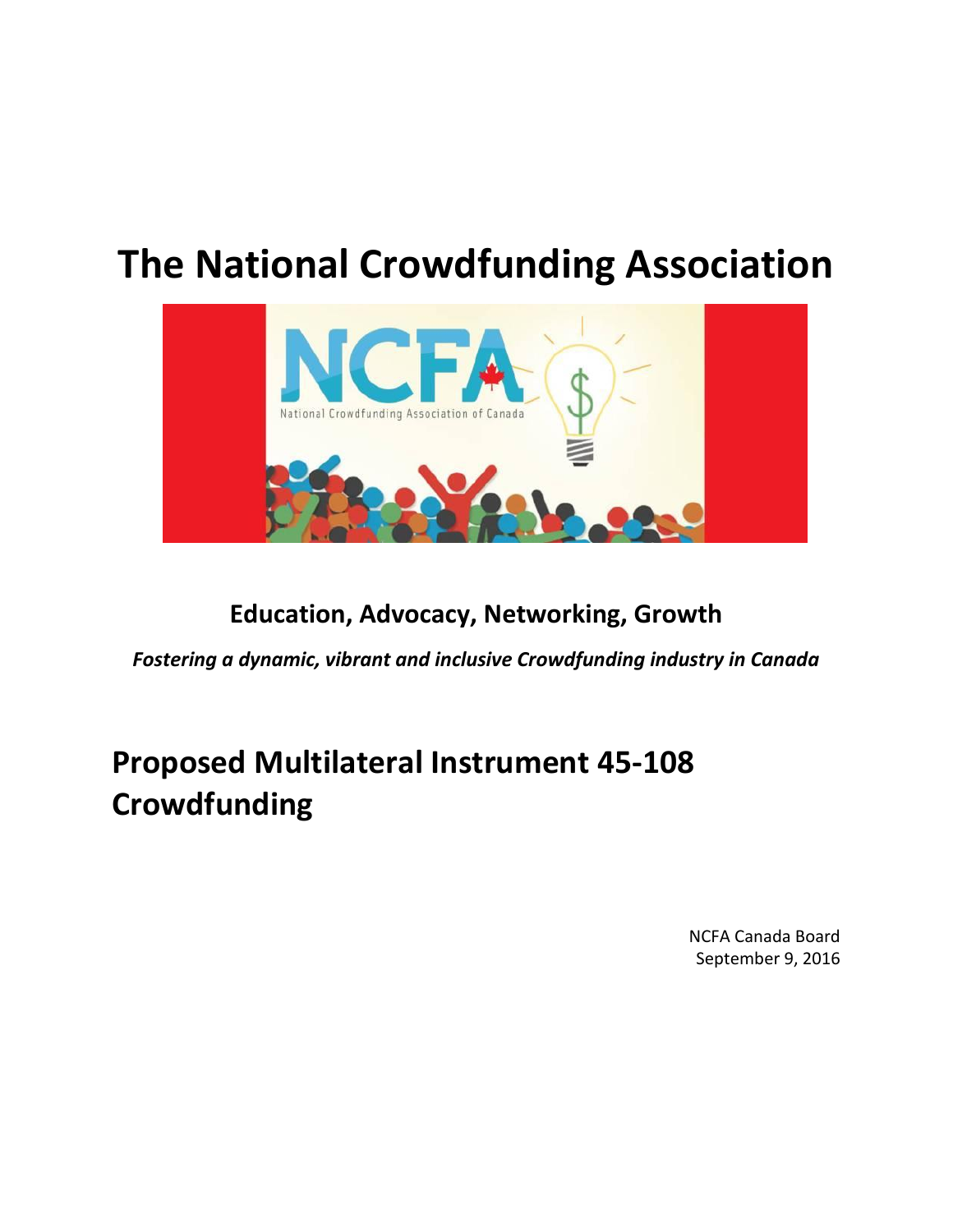# The National Crowdfunding Association

**Education, Advocacy, Networking, Growth**

***Fostering a dynamic, vibrant and inclusive Crowdfunding industry in Canada***

# Proposed Multilateral Instrument 45-108 Crowdfunding

NCFA Canada Board
September 9, 2016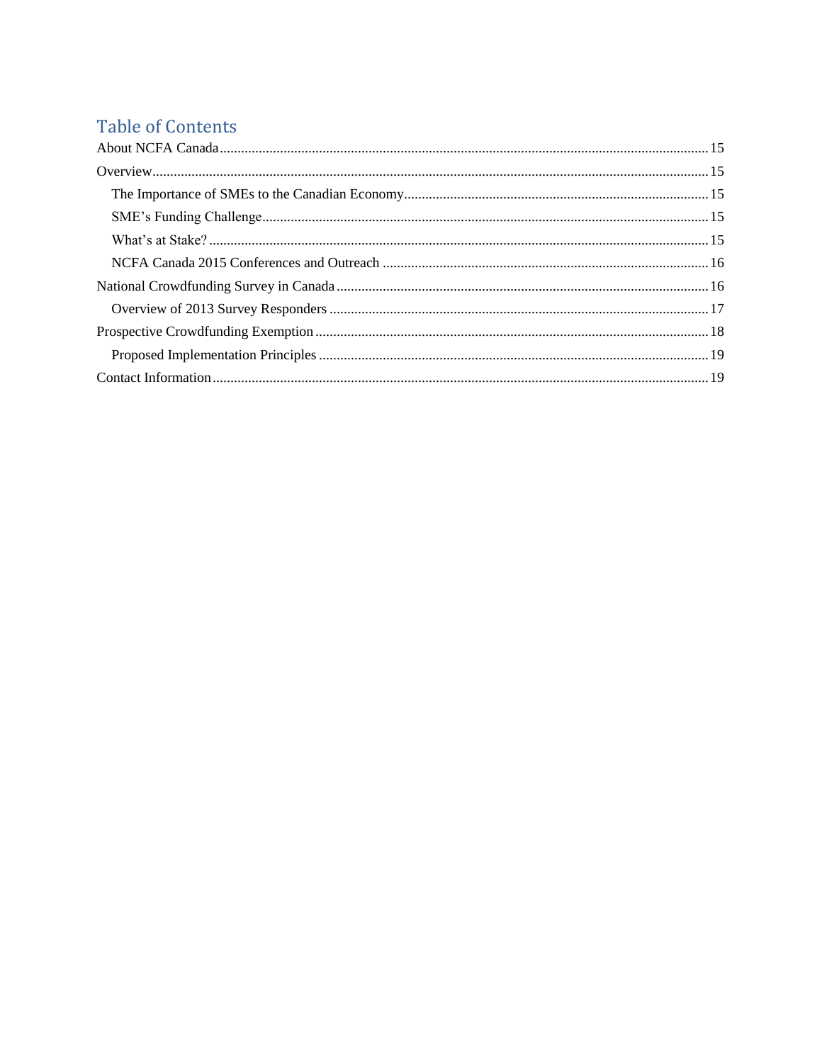## Table of Contents

About NCFA Canada ........................................................................................................................................ 15

Overview........................................................................................................................................................ 15

- The Importance of SMEs to the Canadian Economy..................................................................................... 15
- SME's Funding Challenge............................................................................................................................ 15
- What's at Stake? .......................................................................................................................................... 15
- NCFA Canada 2015 Conferences and Outreach ........................................................................................... 16

National Crowdfunding Survey in Canada ....................................................................................................... 16

- Overview of 2013 Survey Responders .......................................................................................................... 17

Prospective Crowdfunding Exemption ............................................................................................................. 18

- Proposed Implementation Principles ............................................................................................................ 19

Contact Information.......................................................................................................................................... 19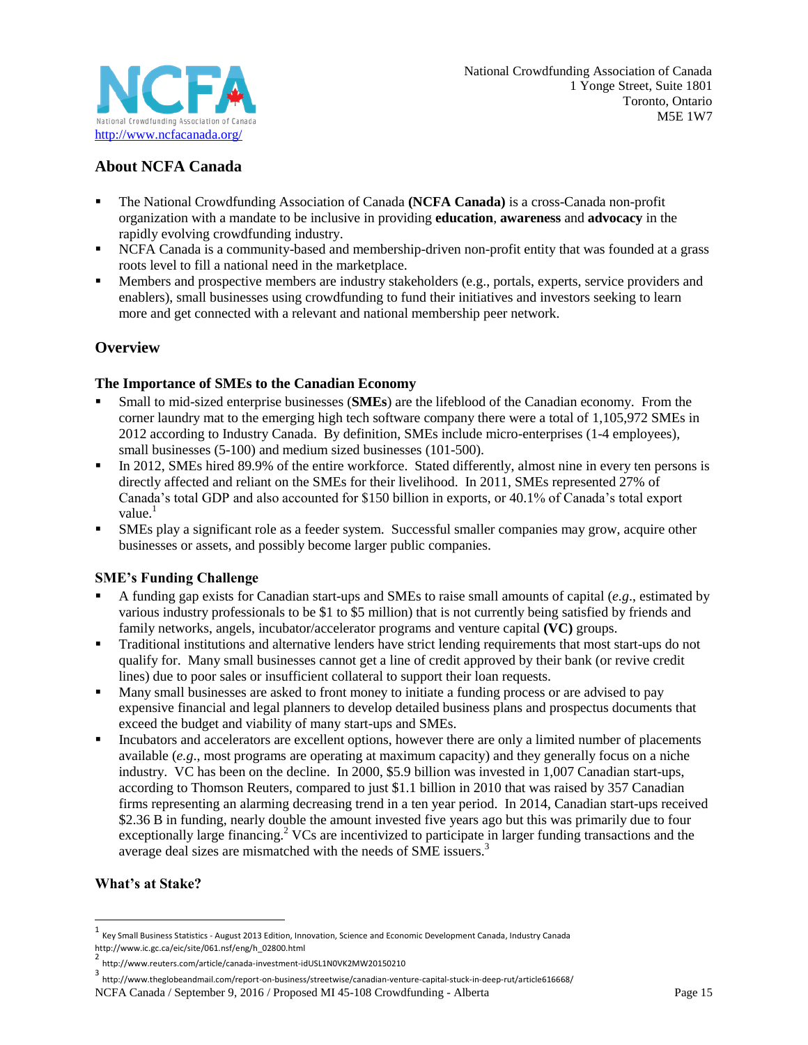National Crowdfunding Association of Canada
1 Yonge Street, Suite 1801
Toronto, Ontario
M5E 1W7

http://www.ncfacanada.org/

## About NCFA Canada

- The National Crowdfunding Association of Canada **(NCFA Canada)** is a cross-Canada non-profit organization with a mandate to be inclusive in providing **education**, **awareness** and **advocacy** in the rapidly evolving crowdfunding industry.
- NCFA Canada is a community-based and membership-driven non-profit entity that was founded at a grass roots level to fill a national need in the marketplace.
- Members and prospective members are industry stakeholders (e.g., portals, experts, service providers and enablers), small businesses using crowdfunding to fund their initiatives and investors seeking to learn more and get connected with a relevant and national membership peer network.

## Overview

### The Importance of SMEs to the Canadian Economy

- Small to mid-sized enterprise businesses (**SMEs**) are the lifeblood of the Canadian economy. From the corner laundry mat to the emerging high tech software company there were a total of 1,105,972 SMEs in 2012 according to Industry Canada. By definition, SMEs include micro-enterprises (1-4 employees), small businesses (5-100) and medium sized businesses (101-500).
- In 2012, SMEs hired 89.9% of the entire workforce. Stated differently, almost nine in every ten persons is directly affected and reliant on the SMEs for their livelihood. In 2011, SMEs represented 27% of Canada's total GDP and also accounted for $150 billion in exports, or 40.1% of Canada's total export value.[1]
- SMEs play a significant role as a feeder system. Successful smaller companies may grow, acquire other businesses or assets, and possibly become larger public companies.

### SME's Funding Challenge

- A funding gap exists for Canadian start-ups and SMEs to raise small amounts of capital (*e.g*., estimated by various industry professionals to be $1 to $5 million) that is not currently being satisfied by friends and family networks, angels, incubator/accelerator programs and venture capital **(VC)** groups.
- Traditional institutions and alternative lenders have strict lending requirements that most start-ups do not qualify for. Many small businesses cannot get a line of credit approved by their bank (or revive credit lines) due to poor sales or insufficient collateral to support their loan requests.
- Many small businesses are asked to front money to initiate a funding process or are advised to pay expensive financial and legal planners to develop detailed business plans and prospectus documents that exceed the budget and viability of many start-ups and SMEs.
- Incubators and accelerators are excellent options, however there are only a limited number of placements available (*e.g*., most programs are operating at maximum capacity) and they generally focus on a niche industry. VC has been on the decline. In 2000, $5.9 billion was invested in 1,007 Canadian start-ups, according to Thomson Reuters, compared to just $1.1 billion in 2010 that was raised by 357 Canadian firms representing an alarming decreasing trend in a ten year period. In 2014, Canadian start-ups received $2.36 B in funding, nearly double the amount invested five years ago but this was primarily due to four exceptionally large financing.[2] VCs are incentivized to participate in larger funding transactions and the average deal sizes are mismatched with the needs of SME issuers.[3]

### What's at Stake?

---

[1] Key Small Business Statistics - August 2013 Edition, Innovation, Science and Economic Development Canada, Industry Canada http://www.ic.gc.ca/eic/site/061.nsf/eng/h_02800.html

[2] http://www.reuters.com/article/canada-investment-idUSL1N0VK2MW20150210

[3] http://www.theglobeandmail.com/report-on-business/streetwise/canadian-venture-capital-stuck-in-deep-rut/article616668/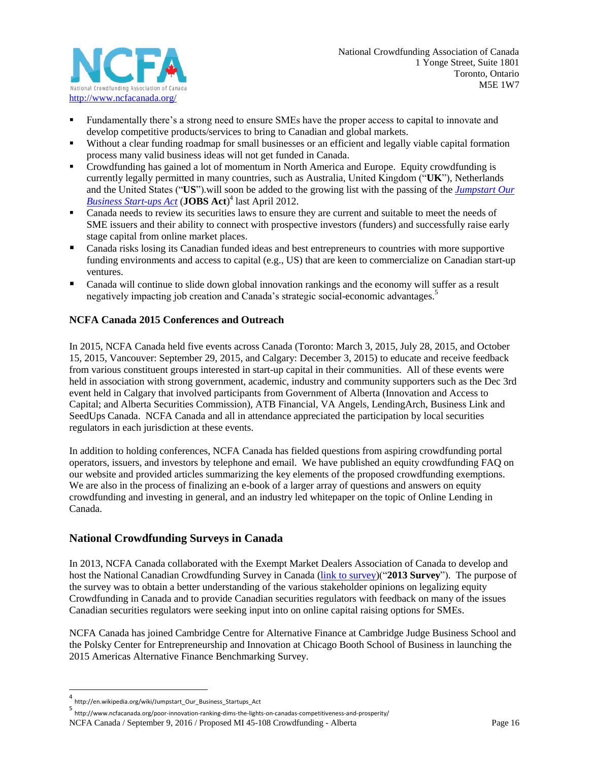- Fundamentally there's a strong need to ensure SMEs have the proper access to capital to innovate and develop competitive products/services to bring to Canadian and global markets.
- Without a clear funding roadmap for small businesses or an efficient and legally viable capital formation process many valid business ideas will not get funded in Canada.
- Crowdfunding has gained a lot of momentum in North America and Europe. Equity crowdfunding is currently legally permitted in many countries, such as Australia, United Kingdom ("**UK**"), Netherlands and the United States ("**US**").will soon be added to the growing list with the passing of the *Jumpstart Our Business Start-ups Act* (**JOBS Act**)[4] last April 2012.
- Canada needs to review its securities laws to ensure they are current and suitable to meet the needs of SME issuers and their ability to connect with prospective investors (funders) and successfully raise early stage capital from online market places.
- Canada risks losing its Canadian funded ideas and best entrepreneurs to countries with more supportive funding environments and access to capital (e.g., US) that are keen to commercialize on Canadian start-up ventures.
- Canada will continue to slide down global innovation rankings and the economy will suffer as a result negatively impacting job creation and Canada's strategic social-economic advantages.[5]

### NCFA Canada 2015 Conferences and Outreach

In 2015, NCFA Canada held five events across Canada (Toronto: March 3, 2015, July 28, 2015, and October 15, 2015, Vancouver: September 29, 2015, and Calgary: December 3, 2015) to educate and receive feedback from various constituent groups interested in start-up capital in their communities. All of these events were held in association with strong government, academic, industry and community supporters such as the Dec 3rd event held in Calgary that involved participants from Government of Alberta (Innovation and Access to Capital; and Alberta Securities Commission), ATB Financial, VA Angels, LendingArch, Business Link and SeedUps Canada. NCFA Canada and all in attendance appreciated the participation by local securities regulators in each jurisdiction at these events.

In addition to holding conferences, NCFA Canada has fielded questions from aspiring crowdfunding portal operators, issuers, and investors by telephone and email. We have published an equity crowdfunding FAQ on our website and provided articles summarizing the key elements of the proposed crowdfunding exemptions. We are also in the process of finalizing an e-book of a larger array of questions and answers on equity crowdfunding and investing in general, and an industry led whitepaper on the topic of Online Lending in Canada.

## National Crowdfunding Surveys in Canada

In 2013, NCFA Canada collaborated with the Exempt Market Dealers Association of Canada to develop and host the National Canadian Crowdfunding Survey in Canada (link to survey)("**2013 Survey**"). The purpose of the survey was to obtain a better understanding of the various stakeholder opinions on legalizing equity Crowdfunding in Canada and to provide Canadian securities regulators with feedback on many of the issues Canadian securities regulators were seeking input into on online capital raising options for SMEs.

NCFA Canada has joined Cambridge Centre for Alternative Finance at Cambridge Judge Business School and the Polsky Center for Entrepreneurship and Innovation at Chicago Booth School of Business in launching the 2015 Americas Alternative Finance Benchmarking Survey.

---

[4] http://en.wikipedia.org/wiki/Jumpstart_Our_Business_Startups_Act

[5] http://www.ncfacanada.org/poor-innovation-ranking-dims-the-lights-on-canadas-competitiveness-and-prosperity/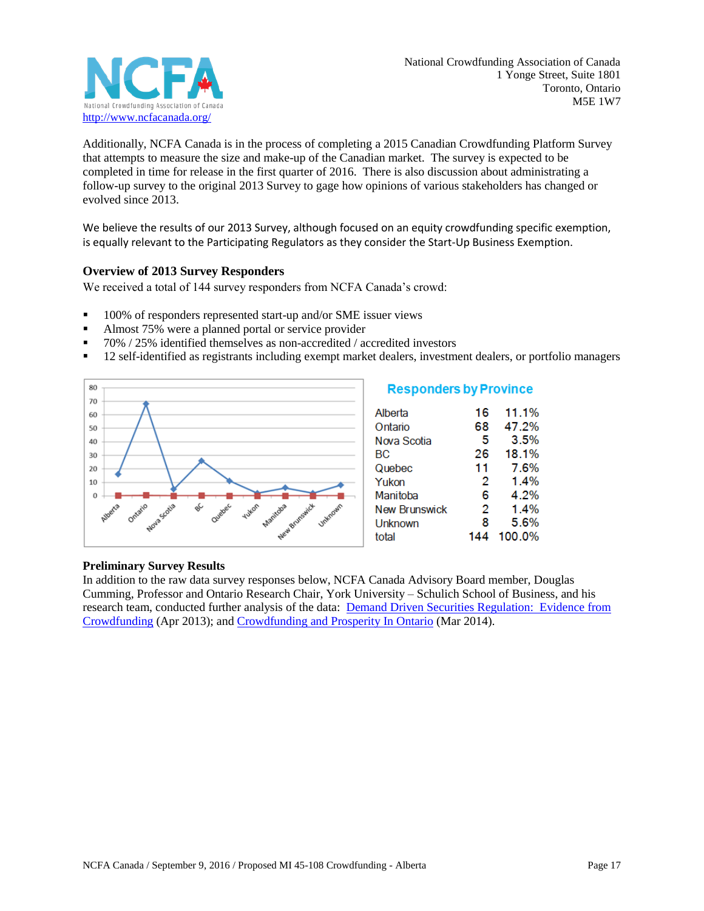Additionally, NCFA Canada is in the process of completing a 2015 Canadian Crowdfunding Platform Survey that attempts to measure the size and make-up of the Canadian market. The survey is expected to be completed in time for release in the first quarter of 2016. There is also discussion about administrating a follow-up survey to the original 2013 Survey to gage how opinions of various stakeholders has changed or evolved since 2013.

We believe the results of our 2013 Survey, although focused on an equity crowdfunding specific exemption, is equally relevant to the Participating Regulators as they consider the Start-Up Business Exemption.

### Overview of 2013 Survey Responders

We received a total of 144 survey responders from NCFA Canada's crowd:

- 100% of responders represented start-up and/or SME issuer views
- Almost 75% were a planned portal or service provider
- 70% / 25% identified themselves as non-accredited / accredited investors
- 12 self-identified as registrants including exempt market dealers, investment dealers, or portfolio managers

80
70
60
50
40
30
20
10
0
Alberta
Ontario
Nova Scotia
BC
Quebec
Yukon
Manitoba
New Brunswick
Unknown

**Responders by Province**

| | | |
|---|---|---|
| Alberta | 16 | 11.1% |
| Ontario | 68 | 47.2% |
| Nova Scotia | 5 | 3.5% |
| BC | 26 | 18.1% |
| Quebec | 11 | 7.6% |
| Yukon | 2 | 1.4% |
| Manitoba | 6 | 4.2% |
| New Brunswick | 2 | 1.4% |
| Unknown | 8 | 5.6% |
| total | 144 | 100.0% |

### Preliminary Survey Results

In addition to the raw data survey responses below, NCFA Canada Advisory Board member, Douglas Cumming, Professor and Ontario Research Chair, York University – Schulich School of Business, and his research team, conducted further analysis of the data: Demand Driven Securities Regulation: Evidence from Crowdfunding (Apr 2013); and Crowdfunding and Prosperity In Ontario (Mar 2014).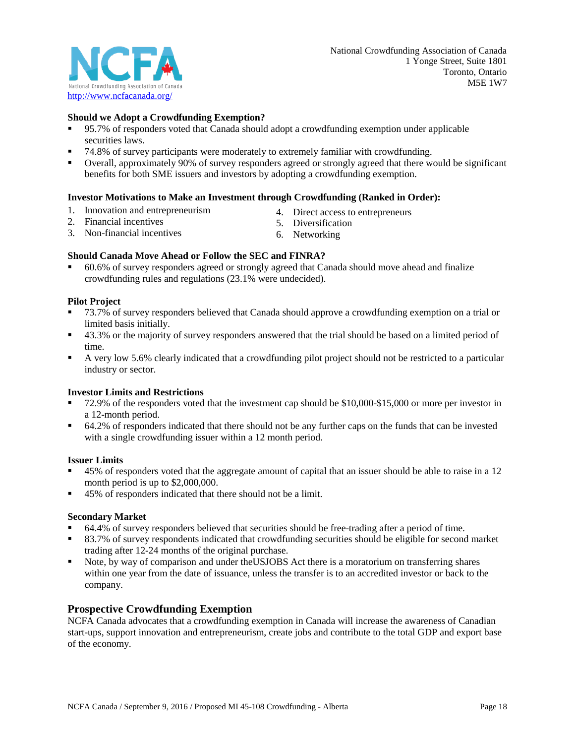**Should we Adopt a Crowdfunding Exemption?**

- 95.7% of responders voted that Canada should adopt a crowdfunding exemption under applicable securities laws.
- 74.8% of survey participants were moderately to extremely familiar with crowdfunding.
- Overall, approximately 90% of survey responders agreed or strongly agreed that there would be significant benefits for both SME issuers and investors by adopting a crowdfunding exemption.

**Investor Motivations to Make an Investment through Crowdfunding (Ranked in Order):**

1. Innovation and entrepreneurism
2. Financial incentives
3. Non-financial incentives
4. Direct access to entrepreneurs
5. Diversification
6. Networking

**Should Canada Move Ahead or Follow the SEC and FINRA?**

- 60.6% of survey responders agreed or strongly agreed that Canada should move ahead and finalize crowdfunding rules and regulations (23.1% were undecided).

**Pilot Project**

- 73.7% of survey responders believed that Canada should approve a crowdfunding exemption on a trial or limited basis initially.
- 43.3% or the majority of survey responders answered that the trial should be based on a limited period of time.
- A very low 5.6% clearly indicated that a crowdfunding pilot project should not be restricted to a particular industry or sector.

**Investor Limits and Restrictions**

- 72.9% of the responders voted that the investment cap should be $10,000-$15,000 or more per investor in a 12-month period.
- 64.2% of responders indicated that there should not be any further caps on the funds that can be invested with a single crowdfunding issuer within a 12 month period.

**Issuer Limits**

- 45% of responders voted that the aggregate amount of capital that an issuer should be able to raise in a 12 month period is up to $2,000,000.
- 45% of responders indicated that there should not be a limit.

**Secondary Market**

- 64.4% of survey responders believed that securities should be free-trading after a period of time.
- 83.7% of survey respondents indicated that crowdfunding securities should be eligible for second market trading after 12-24 months of the original purchase.
- Note, by way of comparison and under theUSJOBS Act there is a moratorium on transferring shares within one year from the date of issuance, unless the transfer is to an accredited investor or back to the company.

## Prospective Crowdfunding Exemption

NCFA Canada advocates that a crowdfunding exemption in Canada will increase the awareness of Canadian start-ups, support innovation and entrepreneurism, create jobs and contribute to the total GDP and export base of the economy.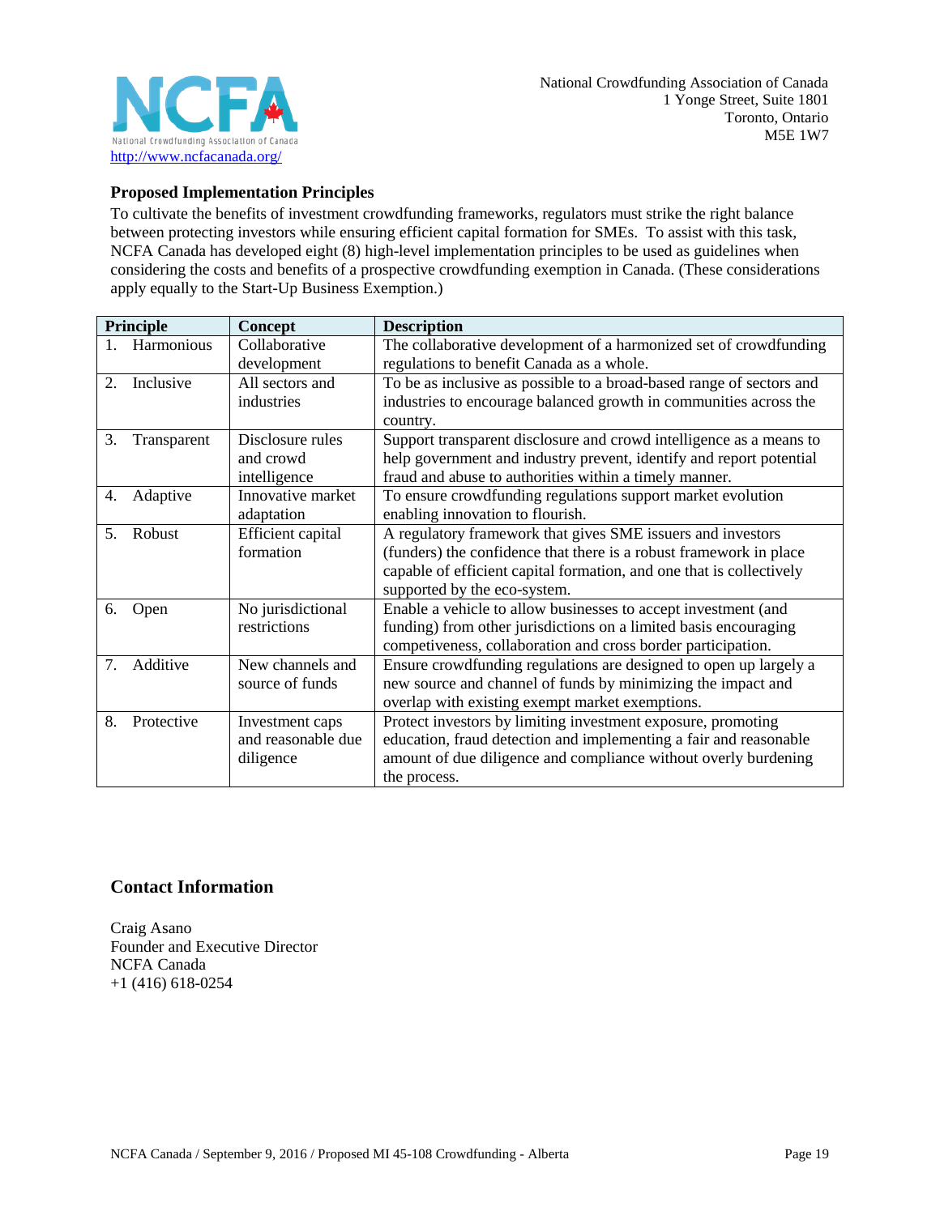National Crowdfunding Association of Canada
1 Yonge Street, Suite 1801
Toronto, Ontario
M5E 1W7

http://www.ncfacanada.org/

**Proposed Implementation Principles**

To cultivate the benefits of investment crowdfunding frameworks, regulators must strike the right balance between protecting investors while ensuring efficient capital formation for SMEs. To assist with this task, NCFA Canada has developed eight (8) high-level implementation principles to be used as guidelines when considering the costs and benefits of a prospective crowdfunding exemption in Canada. (These considerations apply equally to the Start-Up Business Exemption.)

| Principle | Concept | Description |
|---|---|---|
| 1. Harmonious | Collaborative development | The collaborative development of a harmonized set of crowdfunding regulations to benefit Canada as a whole. |
| 2. Inclusive | All sectors and industries | To be as inclusive as possible to a broad-based range of sectors and industries to encourage balanced growth in communities across the country. |
| 3. Transparent | Disclosure rules and crowd intelligence | Support transparent disclosure and crowd intelligence as a means to help government and industry prevent, identify and report potential fraud and abuse to authorities within a timely manner. |
| 4. Adaptive | Innovative market adaptation | To ensure crowdfunding regulations support market evolution enabling innovation to flourish. |
| 5. Robust | Efficient capital formation | A regulatory framework that gives SME issuers and investors (funders) the confidence that there is a robust framework in place capable of efficient capital formation, and one that is collectively supported by the eco-system. |
| 6. Open | No jurisdictional restrictions | Enable a vehicle to allow businesses to accept investment (and funding) from other jurisdictions on a limited basis encouraging competiveness, collaboration and cross border participation. |
| 7. Additive | New channels and source of funds | Ensure crowdfunding regulations are designed to open up largely a new source and channel of funds by minimizing the impact and overlap with existing exempt market exemptions. |
| 8. Protective | Investment caps and reasonable due diligence | Protect investors by limiting investment exposure, promoting education, fraud detection and implementing a fair and reasonable amount of due diligence and compliance without overly burdening the process. |

## Contact Information

Craig Asano
Founder and Executive Director
NCFA Canada
+1 (416) 618-0254